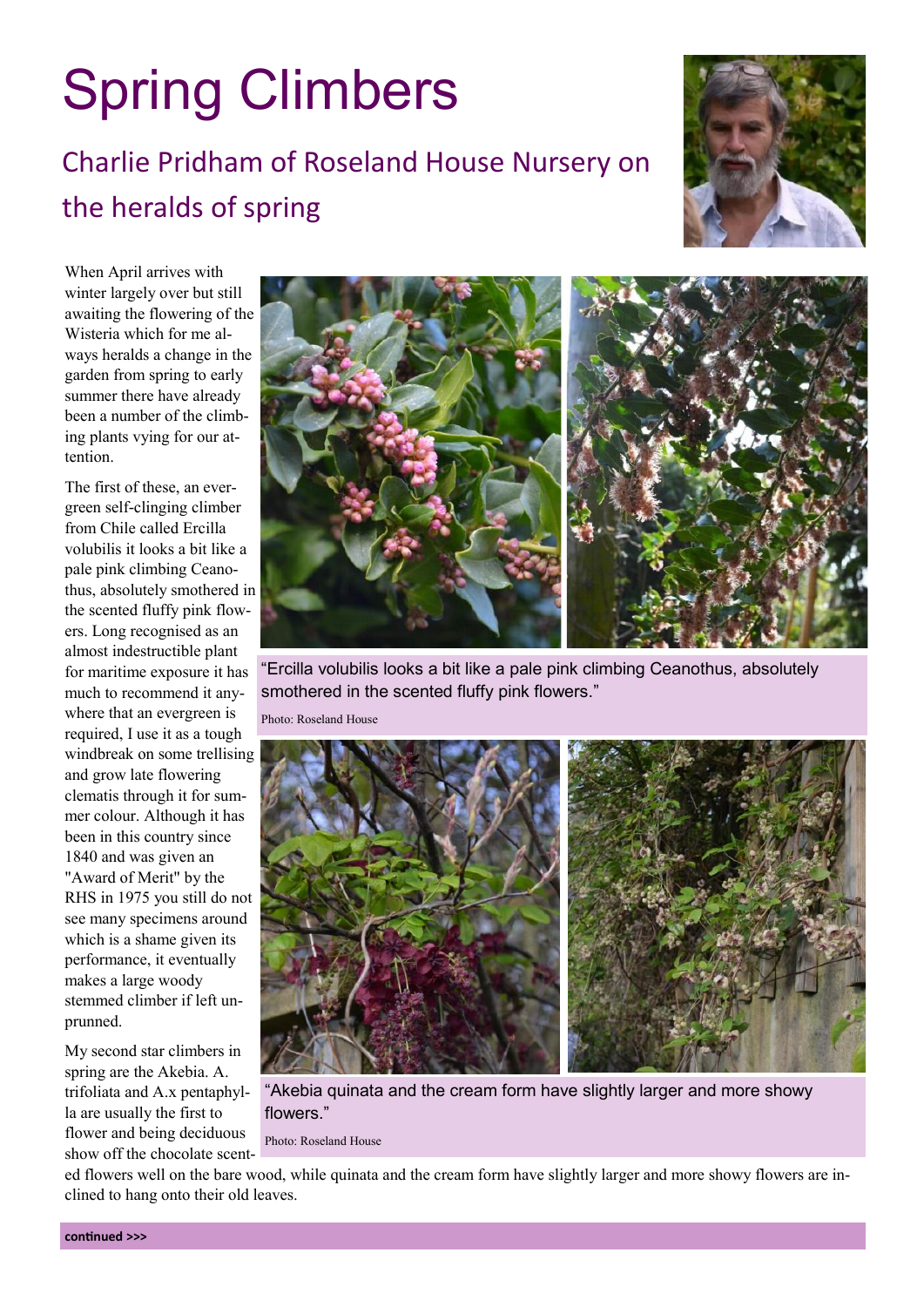# Spring Climbers

## Charlie Pridham of Roseland House Nursery on the heralds of spring

When April arrives with winter largely over but still awaiting the flowering of the Wisteria which for me always heralds a change in the garden from spring to early summer there have already been a number of the climbing plants vying for our attention.

The first of these, an evergreen self-clinging climber from Chile called Ercilla volubilis it looks a bit like a pale pink climbing Ceanothus, absolutely smothered in the scented fluffy pink flowers. Long recognised as an almost indestructible plant for maritime exposure it has much to recommend it anywhere that an evergreen is required, I use it as a tough windbreak on some trellising and grow late flowering clematis through it for summer colour. Although it has been in this country since 1840 and was given an "Award of Merit" by the RHS in 1975 you still do not see many specimens around which is a shame given its performance, it eventually makes a large woody stemmed climber if left unprunned.

"Ercilla volubilis looks a bit like a pale pink climbing Ceanothus, absolutely smothered in the scented fluffy pink flowers."

Photo: Roseland House

My second star climbers in spring are the Akebia. A. trifoliata and A.x pentaphylla are usually the first to flower and being deciduous show off the chocolate scented flowers well on the bare wood, while quinata and the cream form have slightly larger and more showy flowers are inclined to hang onto their old leaves.

"Akebia quinata and the cream form have slightly larger and more showy flowers."

Photo: Roseland House

**continued >>>**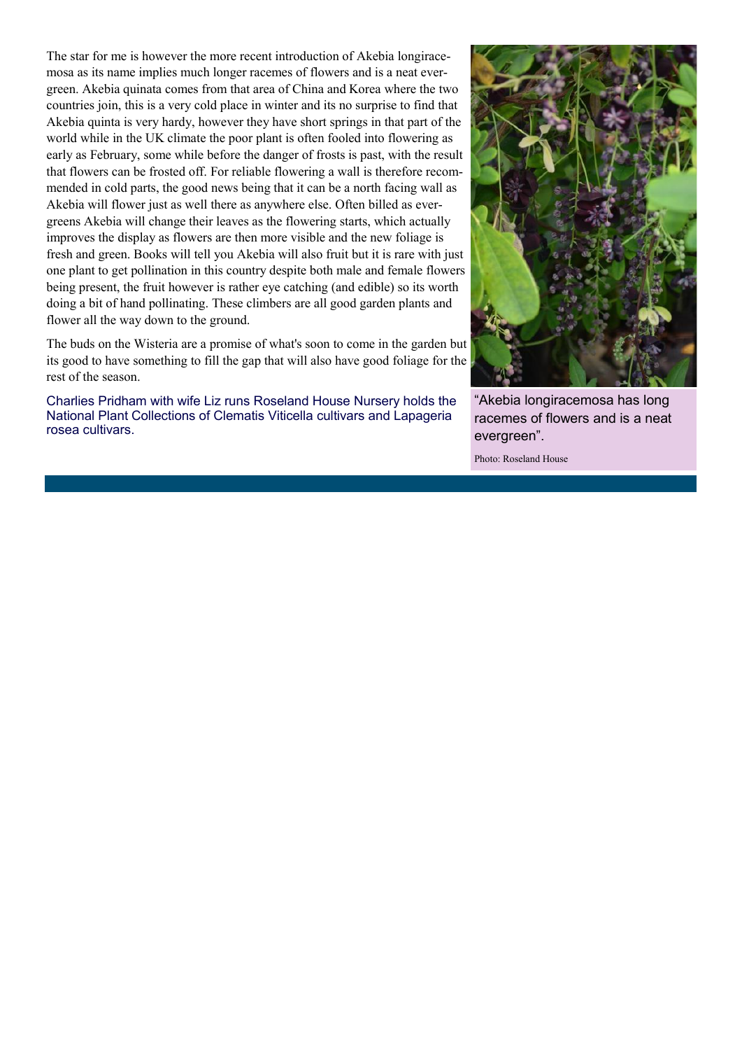The star for me is however the more recent introduction of Akebia longiracemosa as its name implies much longer racemes of flowers and is a neat evergreen. Akebia quinata comes from that area of China and Korea where the two countries join, this is a very cold place in winter and its no surprise to find that Akebia quinta is very hardy, however they have short springs in that part of the world while in the UK climate the poor plant is often fooled into flowering as early as February, some while before the danger of frosts is past, with the result that flowers can be frosted off. For reliable flowering a wall is therefore recommended in cold parts, the good news being that it can be a north facing wall as Akebia will flower just as well there as anywhere else. Often billed as evergreens Akebia will change their leaves as the flowering starts, which actually improves the display as flowers are then more visible and the new foliage is fresh and green. Books will tell you Akebia will also fruit but it is rare with just one plant to get pollination in this country despite both male and female flowers being present, the fruit however is rather eye catching (and edible) so its worth doing a bit of hand pollinating. These climbers are all good garden plants and flower all the way down to the ground.

The buds on the Wisteria are a promise of what's soon to come in the garden but its good to have something to fill the gap that will also have good foliage for the rest of the season.

Charlies Pridham with wife Liz runs Roseland House Nursery holds the National Plant Collections of Clematis Viticella cultivars and Lapageria rosea cultivars.

"Akebia longiracemosa has long racemes of flowers and is a neat evergreen".

Photo: Roseland House